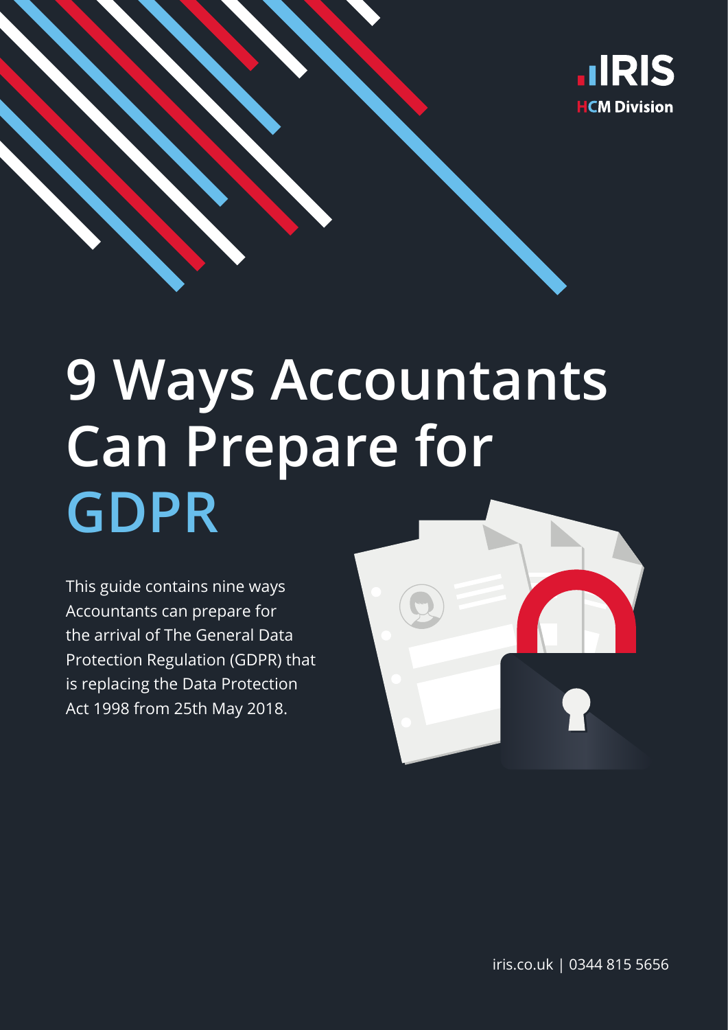IRIS
HCM Division

# 9 Ways Accountants Can Prepare for GDPR

This guide contains nine ways Accountants can prepare for the arrival of The General Data Protection Regulation (GDPR) that is replacing the Data Protection Act 1998 from 25th May 2018.

iris.co.uk | 0344 815 5656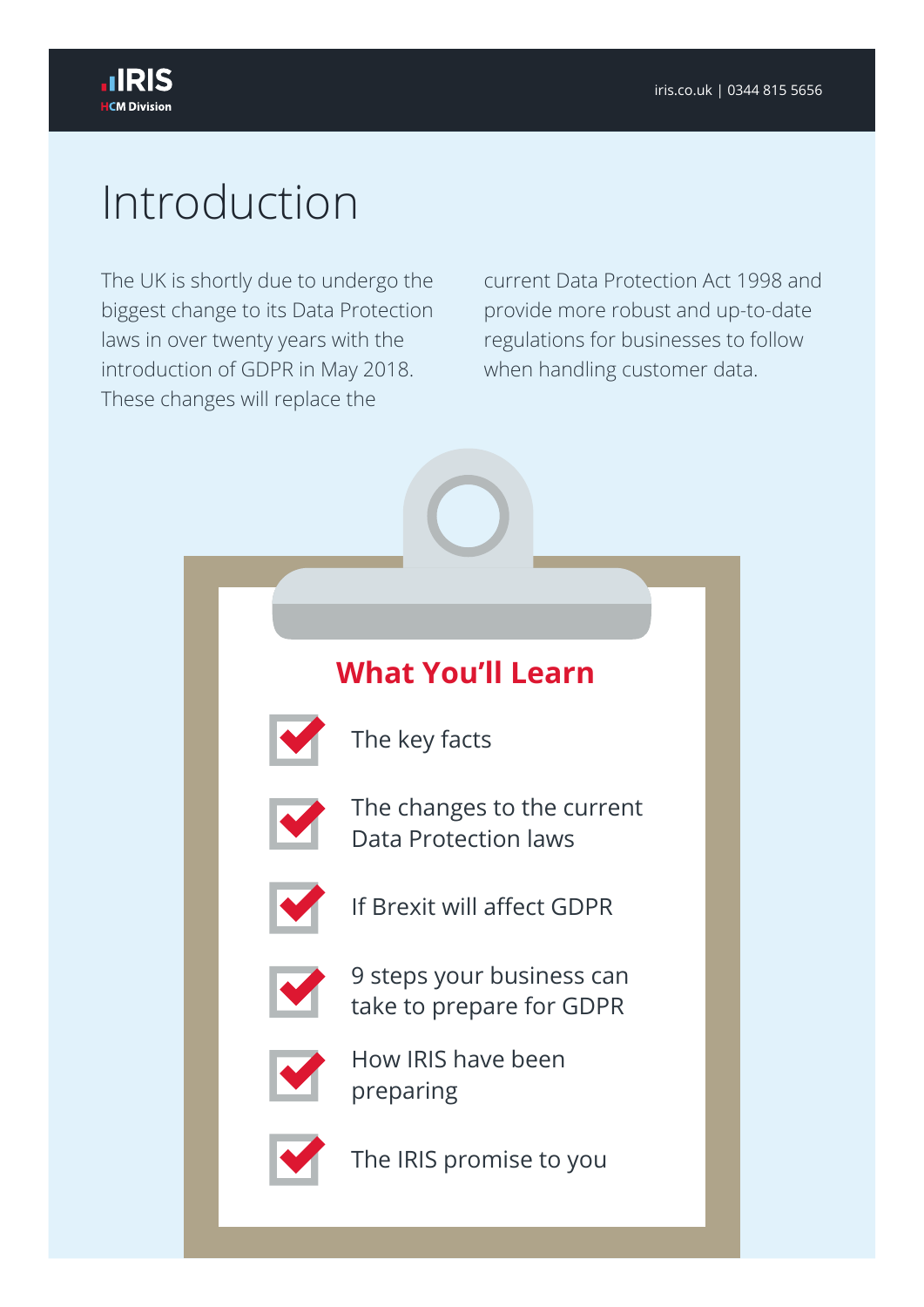# Introduction

The UK is shortly due to undergo the biggest change to its Data Protection laws in over twenty years with the introduction of GDPR in May 2018. These changes will replace the current Data Protection Act 1998 and provide more robust and up-to-date regulations for businesses to follow when handling customer data.

## What You'll Learn

- The key facts
- The changes to the current Data Protection laws
- If Brexit will affect GDPR
- 9 steps your business can take to prepare for GDPR
- How IRIS have been preparing
- The IRIS promise to you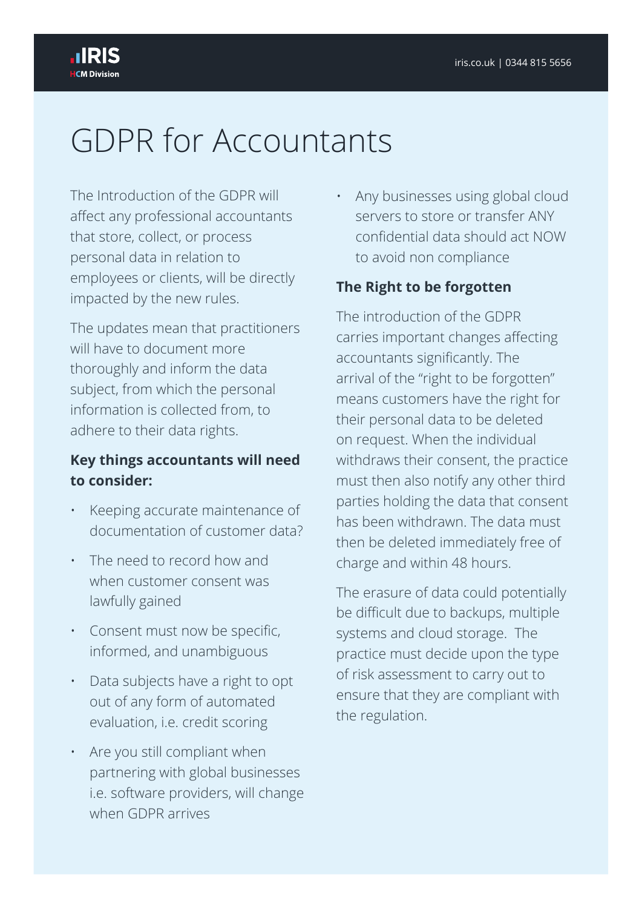# GDPR for Accountants

The Introduction of the GDPR will affect any professional accountants that store, collect, or process personal data in relation to employees or clients, will be directly impacted by the new rules.

The updates mean that practitioners will have to document more thoroughly and inform the data subject, from which the personal information is collected from, to adhere to their data rights.

### Key things accountants will need to consider:

- Keeping accurate maintenance of documentation of customer data?
- The need to record how and when customer consent was lawfully gained
- Consent must now be specific, informed, and unambiguous
- Data subjects have a right to opt out of any form of automated evaluation, i.e. credit scoring
- Are you still compliant when partnering with global businesses i.e. software providers, will change when GDPR arrives
- Any businesses using global cloud servers to store or transfer ANY confidential data should act NOW to avoid non compliance

### The Right to be forgotten

The introduction of the GDPR carries important changes affecting accountants significantly. The arrival of the "right to be forgotten" means customers have the right for their personal data to be deleted on request. When the individual withdraws their consent, the practice must then also notify any other third parties holding the data that consent has been withdrawn. The data must then be deleted immediately free of charge and within 48 hours.

The erasure of data could potentially be difficult due to backups, multiple systems and cloud storage. The practice must decide upon the type of risk assessment to carry out to ensure that they are compliant with the regulation.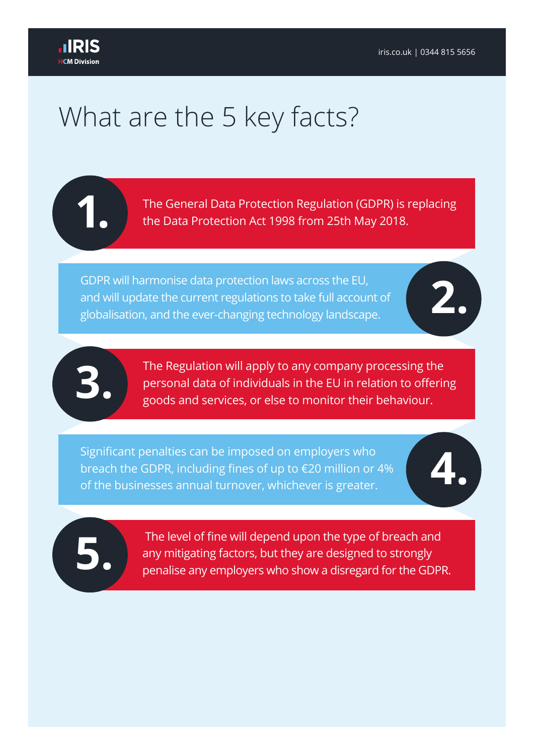# What are the 5 key facts?

1. The General Data Protection Regulation (GDPR) is replacing the Data Protection Act 1998 from 25th May 2018.

2. GDPR will harmonise data protection laws across the EU, and will update the current regulations to take full account of globalisation, and the ever-changing technology landscape.

3. The Regulation will apply to any company processing the personal data of individuals in the EU in relation to offering goods and services, or else to monitor their behaviour.

4. Significant penalties can be imposed on employers who breach the GDPR, including fines of up to €20 million or 4% of the businesses annual turnover, whichever is greater.

5. The level of fine will depend upon the type of breach and any mitigating factors, but they are designed to strongly penalise any employers who show a disregard for the GDPR.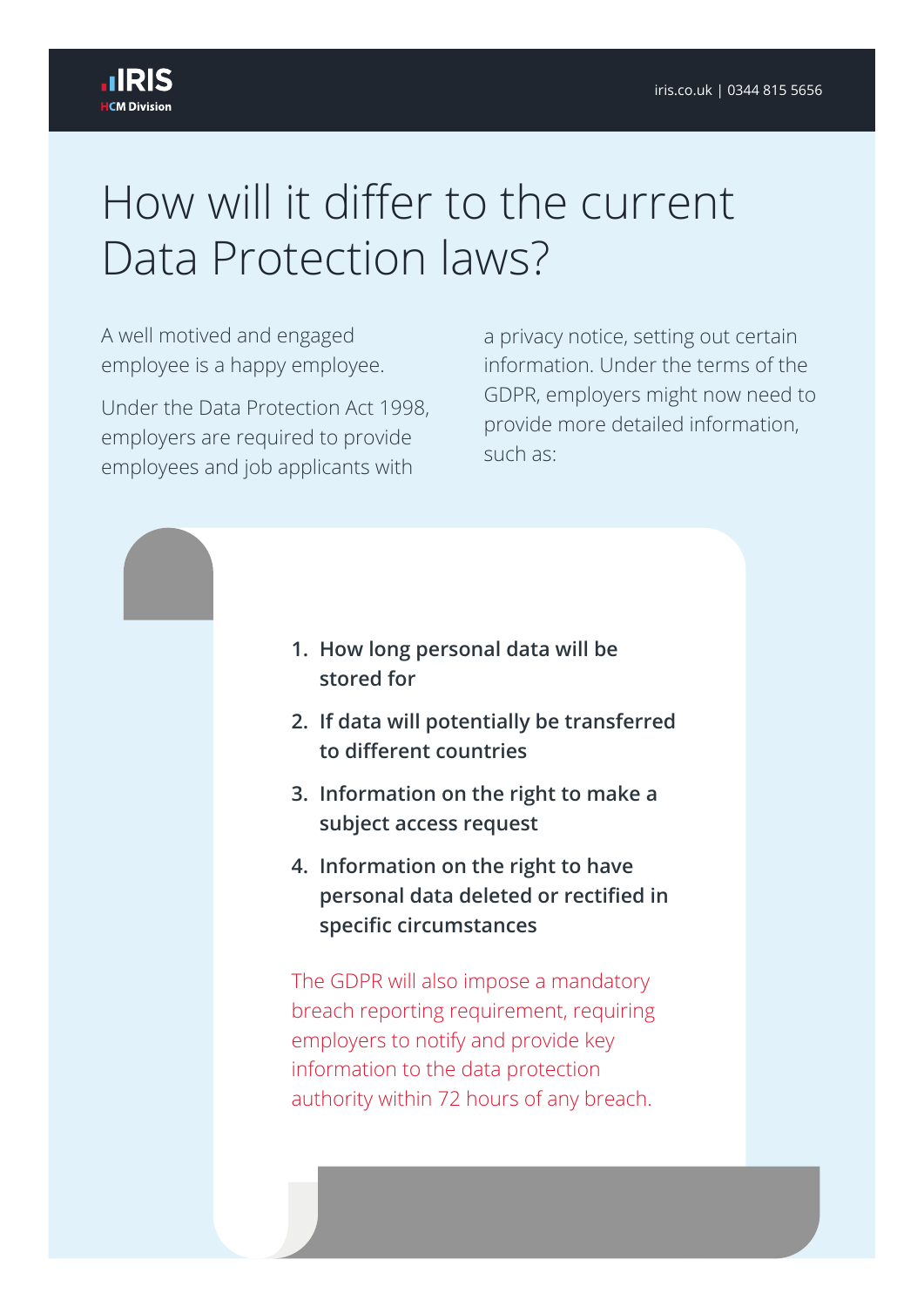# How will it differ to the current Data Protection laws?

A well motived and engaged employee is a happy employee.

Under the Data Protection Act 1998, employers are required to provide employees and job applicants with a privacy notice, setting out certain information. Under the terms of the GDPR, employers might now need to provide more detailed information, such as:

1. **How long personal data will be stored for**
2. **If data will potentially be transferred to different countries**
3. **Information on the right to make a subject access request**
4. **Information on the right to have personal data deleted or rectified in specific circumstances**

The GDPR will also impose a mandatory breach reporting requirement, requiring employers to notify and provide key information to the data protection authority within 72 hours of any breach.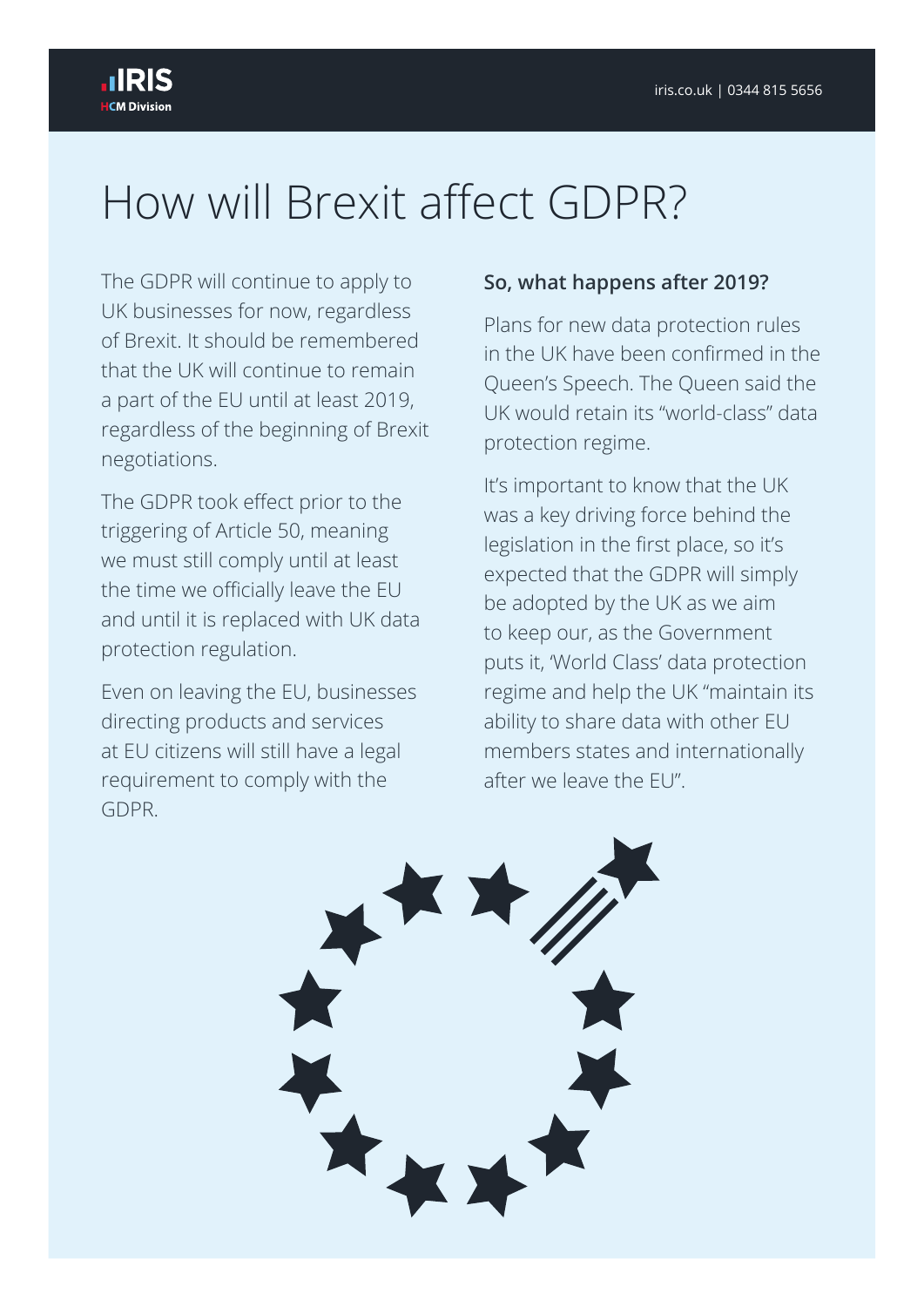# How will Brexit affect GDPR?

The GDPR will continue to apply to UK businesses for now, regardless of Brexit. It should be remembered that the UK will continue to remain a part of the EU until at least 2019, regardless of the beginning of Brexit negotiations.

The GDPR took effect prior to the triggering of Article 50, meaning we must still comply until at least the time we officially leave the EU and until it is replaced with UK data protection regulation.

Even on leaving the EU, businesses directing products and services at EU citizens will still have a legal requirement to comply with the GDPR.

**So, what happens after 2019?**

Plans for new data protection rules in the UK have been confirmed in the Queen's Speech. The Queen said the UK would retain its "world-class" data protection regime.

It's important to know that the UK was a key driving force behind the legislation in the first place, so it's expected that the GDPR will simply be adopted by the UK as we aim to keep our, as the Government puts it, 'World Class' data protection regime and help the UK "maintain its ability to share data with other EU members states and internationally after we leave the EU".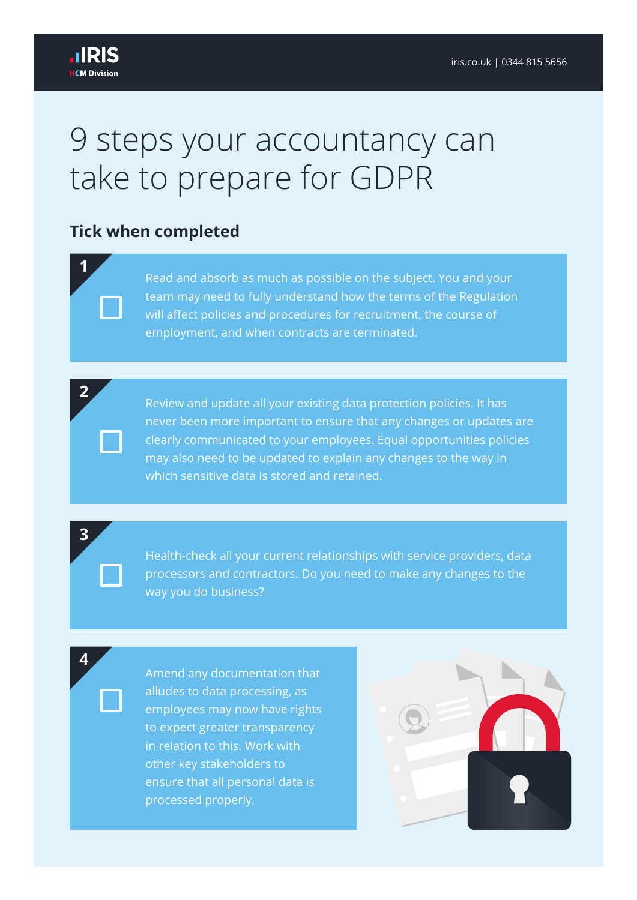# 9 steps your accountancy can take to prepare for GDPR

## Tick when completed

**1**

- [ ] Read and absorb as much as possible on the subject. You and your team may need to fully understand how the terms of the Regulation will affect policies and procedures for recruitment, the course of employment, and when contracts are terminated.

**2**

- [ ] Review and update all your existing data protection policies. It has never been more important to ensure that any changes or updates are clearly communicated to your employees. Equal opportunities policies may also need to be updated to explain any changes to the way in which sensitive data is stored and retained.

**3**

- [ ] Health-check all your current relationships with service providers, data processors and contractors. Do you need to make any changes to the way you do business?

**4**

- [ ] Amend any documentation that alludes to data processing, as employees may now have rights to expect greater transparency in relation to this. Work with other key stakeholders to ensure that all personal data is processed properly.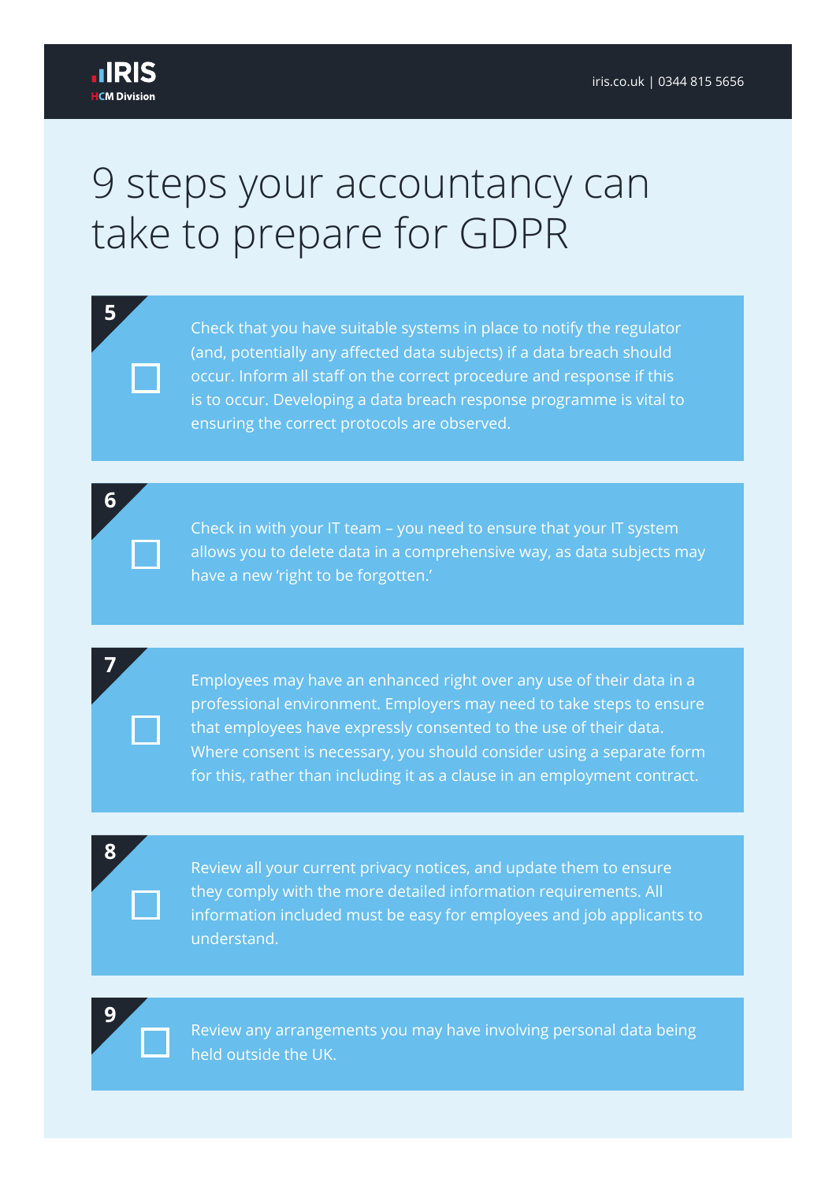# 9 steps your accountancy can take to prepare for GDPR

**5**

☐ Check that you have suitable systems in place to notify the regulator (and, potentially any affected data subjects) if a data breach should occur. Inform all staff on the correct procedure and response if this is to occur. Developing a data breach response programme is vital to ensuring the correct protocols are observed.

**6**

☐ Check in with your IT team – you need to ensure that your IT system allows you to delete data in a comprehensive way, as data subjects may have a new 'right to be forgotten.'

**7**

☐ Employees may have an enhanced right over any use of their data in a professional environment. Employers may need to take steps to ensure that employees have expressly consented to the use of their data. Where consent is necessary, you should consider using a separate form for this, rather than including it as a clause in an employment contract.

**8**

☐ Review all your current privacy notices, and update them to ensure they comply with the more detailed information requirements. All information included must be easy for employees and job applicants to understand.

**9**

☐ Review any arrangements you may have involving personal data being held outside the UK.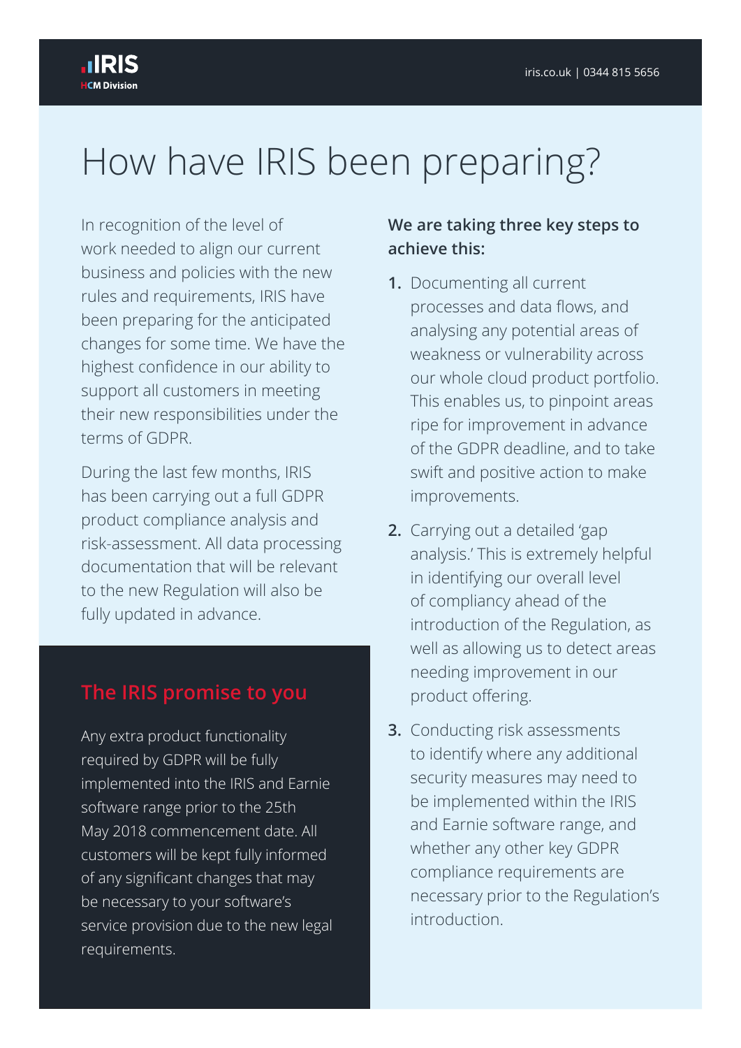# How have IRIS been preparing?

In recognition of the level of work needed to align our current business and policies with the new rules and requirements, IRIS have been preparing for the anticipated changes for some time. We have the highest confidence in our ability to support all customers in meeting their new responsibilities under the terms of GDPR.

During the last few months, IRIS has been carrying out a full GDPR product compliance analysis and risk-assessment. All data processing documentation that will be relevant to the new Regulation will also be fully updated in advance.

## The IRIS promise to you

Any extra product functionality required by GDPR will be fully implemented into the IRIS and Earnie software range prior to the 25th May 2018 commencement date. All customers will be kept fully informed of any significant changes that may be necessary to your software's service provision due to the new legal requirements.

**We are taking three key steps to achieve this:**

1. Documenting all current processes and data flows, and analysing any potential areas of weakness or vulnerability across our whole cloud product portfolio. This enables us, to pinpoint areas ripe for improvement in advance of the GDPR deadline, and to take swift and positive action to make improvements.
2. Carrying out a detailed 'gap analysis.' This is extremely helpful in identifying our overall level of compliancy ahead of the introduction of the Regulation, as well as allowing us to detect areas needing improvement in our product offering.
3. Conducting risk assessments to identify where any additional security measures may need to be implemented within the IRIS and Earnie software range, and whether any other key GDPR compliance requirements are necessary prior to the Regulation's introduction.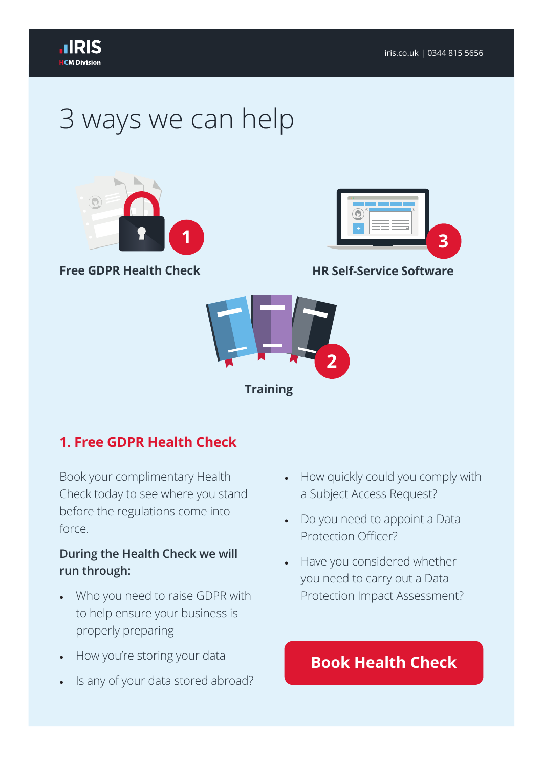# 3 ways we can help

**1** Free GDPR Health Check

**3** HR Self-Service Software

**2** Training

## 1. Free GDPR Health Check

Book your complimentary Health Check today to see where you stand before the regulations come into force.

**During the Health Check we will run through:**

- Who you need to raise GDPR with to help ensure your business is properly preparing
- How you're storing your data
- Is any of your data stored abroad?
- How quickly could you comply with a Subject Access Request?
- Do you need to appoint a Data Protection Officer?
- Have you considered whether you need to carry out a Data Protection Impact Assessment?

**Book Health Check**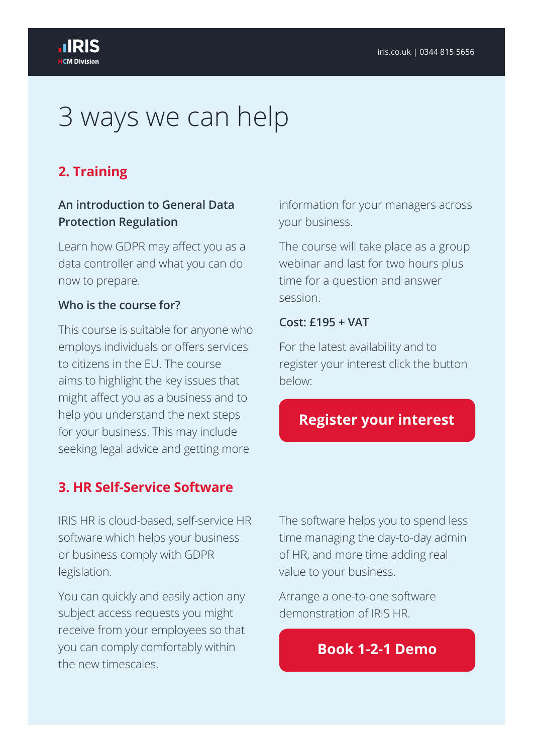# 3 ways we can help

## 2. Training

### An introduction to General Data Protection Regulation

Learn how GDPR may affect you as a data controller and what you can do now to prepare.

**Who is the course for?**

This course is suitable for anyone who employs individuals or offers services to citizens in the EU. The course aims to highlight the key issues that might affect you as a business and to help you understand the next steps for your business. This may include seeking legal advice and getting more information for your managers across your business.

The course will take place as a group webinar and last for two hours plus time for a question and answer session.

**Cost: £195 + VAT**

For the latest availability and to register your interest click the button below:

**Register your interest**

## 3. HR Self-Service Software

IRIS HR is cloud-based, self-service HR software which helps your business or business comply with GDPR legislation.

You can quickly and easily action any subject access requests you might receive from your employees so that you can comply comfortably within the new timescales.

The software helps you to spend less time managing the day-to-day admin of HR, and more time adding real value to your business.

Arrange a one-to-one software demonstration of IRIS HR.

**Book 1-2-1 Demo**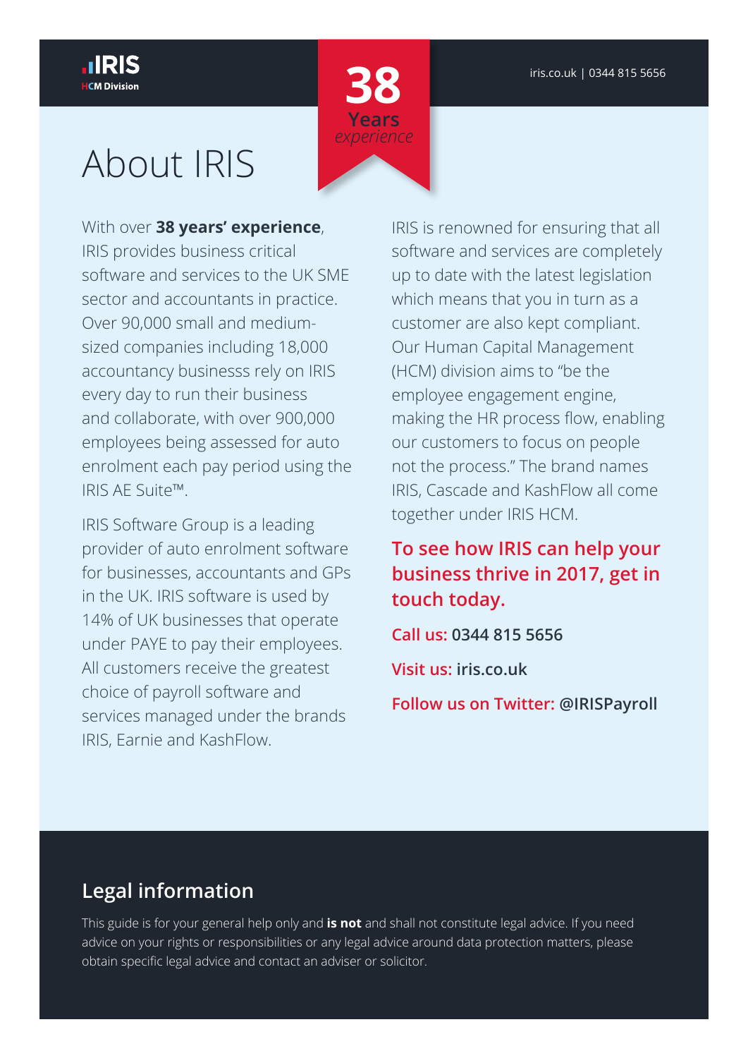IRIS HCM Division

iris.co.uk | 0344 815 5656

**38** Years *experience*

# About IRIS

With over **38 years' experience**, IRIS provides business critical software and services to the UK SME sector and accountants in practice. Over 90,000 small and medium-sized companies including 18,000 accountancy businesss rely on IRIS every day to run their business and collaborate, with over 900,000 employees being assessed for auto enrolment each pay period using the IRIS AE Suite™.

IRIS Software Group is a leading provider of auto enrolment software for businesses, accountants and GPs in the UK. IRIS software is used by 14% of UK businesses that operate under PAYE to pay their employees. All customers receive the greatest choice of payroll software and services managed under the brands IRIS, Earnie and KashFlow.

IRIS is renowned for ensuring that all software and services are completely up to date with the latest legislation which means that you in turn as a customer are also kept compliant. Our Human Capital Management (HCM) division aims to "be the employee engagement engine, making the HR process flow, enabling our customers to focus on people not the process." The brand names IRIS, Cascade and KashFlow all come together under IRIS HCM.

**To see how IRIS can help your business thrive in 2017, get in touch today.**

**Call us: 0344 815 5656**

**Visit us: iris.co.uk**

**Follow us on Twitter: @IRISPayroll**

## Legal information

This guide is for your general help only and **is not** and shall not constitute legal advice. If you need advice on your rights or responsibilities or any legal advice around data protection matters, please obtain specific legal advice and contact an adviser or solicitor.